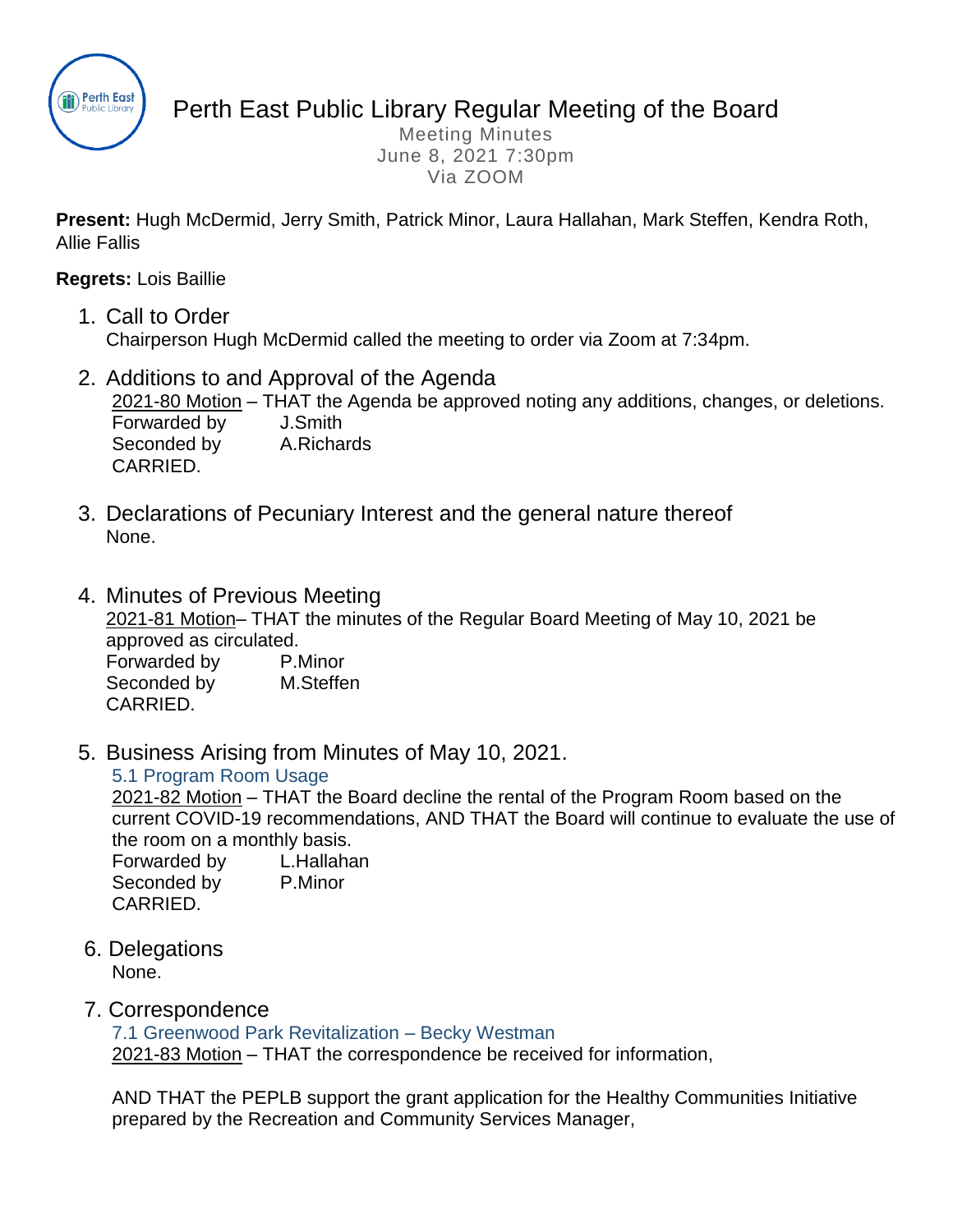# Perth East Public Library Regular Meeting of the Board

Meeting Minutes
June 8, 2021 7:30pm
Via ZOOM

**Present:** Hugh McDermid, Jerry Smith, Patrick Minor, Laura Hallahan, Mark Steffen, Kendra Roth, Allie Fallis

**Regrets:** Lois Baillie

## 1. Call to Order

Chairperson Hugh McDermid called the meeting to order via Zoom at 7:34pm.

## 2. Additions to and Approval of the Agenda

2021-80 Motion – THAT the Agenda be approved noting any additions, changes, or deletions.
Forwarded by J.Smith
Seconded by A.Richards
CARRIED.

## 3. Declarations of Pecuniary Interest and the general nature thereof

None.

## 4. Minutes of Previous Meeting

2021-81 Motion– THAT the minutes of the Regular Board Meeting of May 10, 2021 be approved as circulated.
Forwarded by P.Minor
Seconded by M.Steffen
CARRIED.

## 5. Business Arising from Minutes of May 10, 2021.

### 5.1 Program Room Usage

2021-82 Motion – THAT the Board decline the rental of the Program Room based on the current COVID-19 recommendations, AND THAT the Board will continue to evaluate the use of the room on a monthly basis.
Forwarded by L.Hallahan
Seconded by P.Minor
CARRIED.

## 6. Delegations

None.

## 7. Correspondence

### 7.1 Greenwood Park Revitalization – Becky Westman

2021-83 Motion – THAT the correspondence be received for information,

AND THAT the PEPLB support the grant application for the Healthy Communities Initiative prepared by the Recreation and Community Services Manager,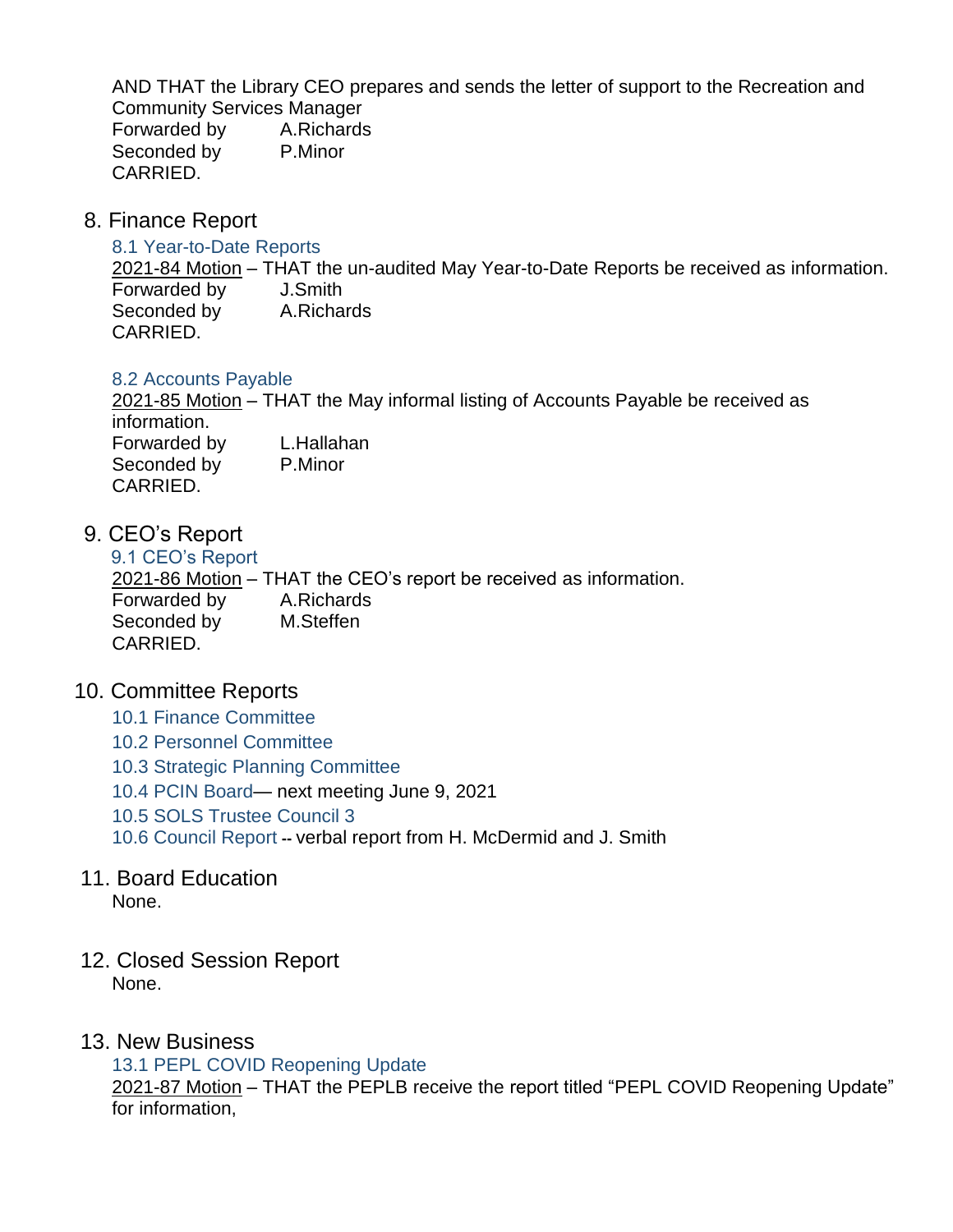AND THAT the Library CEO prepares and sends the letter of support to the Recreation and Community Services Manager

Forwarded by A.Richards
Seconded by P.Minor
CARRIED.

## 8. Finance Report

### 8.1 Year-to-Date Reports

2021-84 Motion – THAT the un-audited May Year-to-Date Reports be received as information.

Forwarded by J.Smith
Seconded by A.Richards
CARRIED.

### 8.2 Accounts Payable

2021-85 Motion – THAT the May informal listing of Accounts Payable be received as information.

Forwarded by L.Hallahan
Seconded by P.Minor
CARRIED.

## 9. CEO's Report

### 9.1 CEO's Report

2021-86 Motion – THAT the CEO's report be received as information.

Forwarded by A.Richards
Seconded by M.Steffen
CARRIED.

## 10. Committee Reports

10.1 Finance Committee

10.2 Personnel Committee

10.3 Strategic Planning Committee

10.4 PCIN Board— next meeting June 9, 2021

10.5 SOLS Trustee Council 3

10.6 Council Report -- verbal report from H. McDermid and J. Smith

## 11. Board Education

None.

## 12. Closed Session Report

None.

## 13. New Business

### 13.1 PEPL COVID Reopening Update

2021-87 Motion – THAT the PEPLB receive the report titled "PEPL COVID Reopening Update" for information,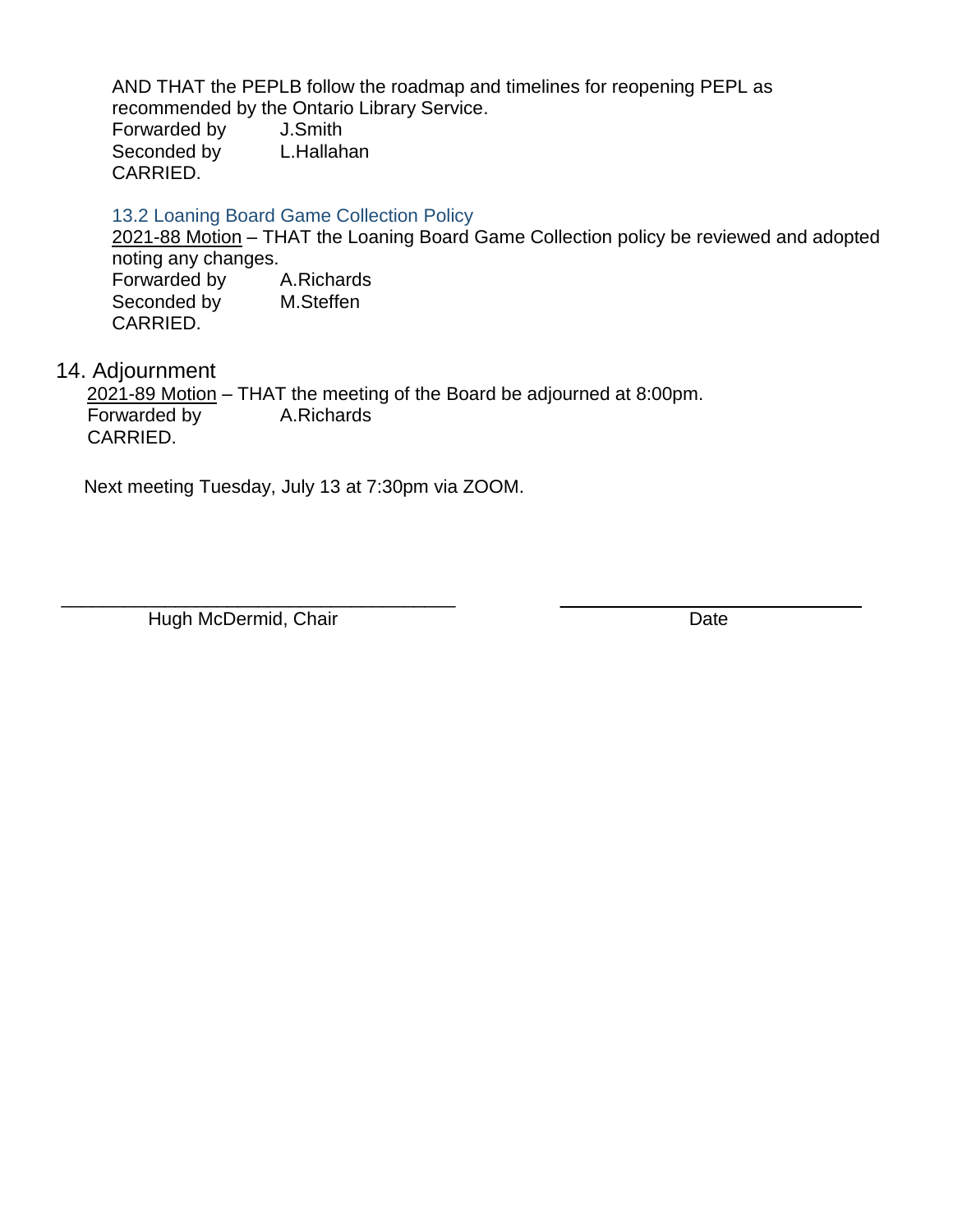AND THAT the PEPLB follow the roadmap and timelines for reopening PEPL as recommended by the Ontario Library Service.
Forwarded by J.Smith
Seconded by L.Hallahan
CARRIED.

### 13.2 Loaning Board Game Collection Policy

2021-88 Motion – THAT the Loaning Board Game Collection policy be reviewed and adopted noting any changes.
Forwarded by A.Richards
Seconded by M.Steffen
CARRIED.

## 14. Adjournment

2021-89 Motion – THAT the meeting of the Board be adjourned at 8:00pm.
Forwarded by A.Richards
CARRIED.

Next meeting Tuesday, July 13 at 7:30pm via ZOOM.

\_\_\_\_\_\_\_\_\_\_\_\_\_\_\_\_\_\_\_\_\_\_\_\_\_\_\_\_\_\_\_\_\_\_\_\_\_\_\_\_
Hugh McDermid, Chair

\_\_\_\_\_\_\_\_\_\_\_\_\_\_\_\_\_\_\_\_\_\_\_\_\_\_\_\_\_\_\_\_
Date